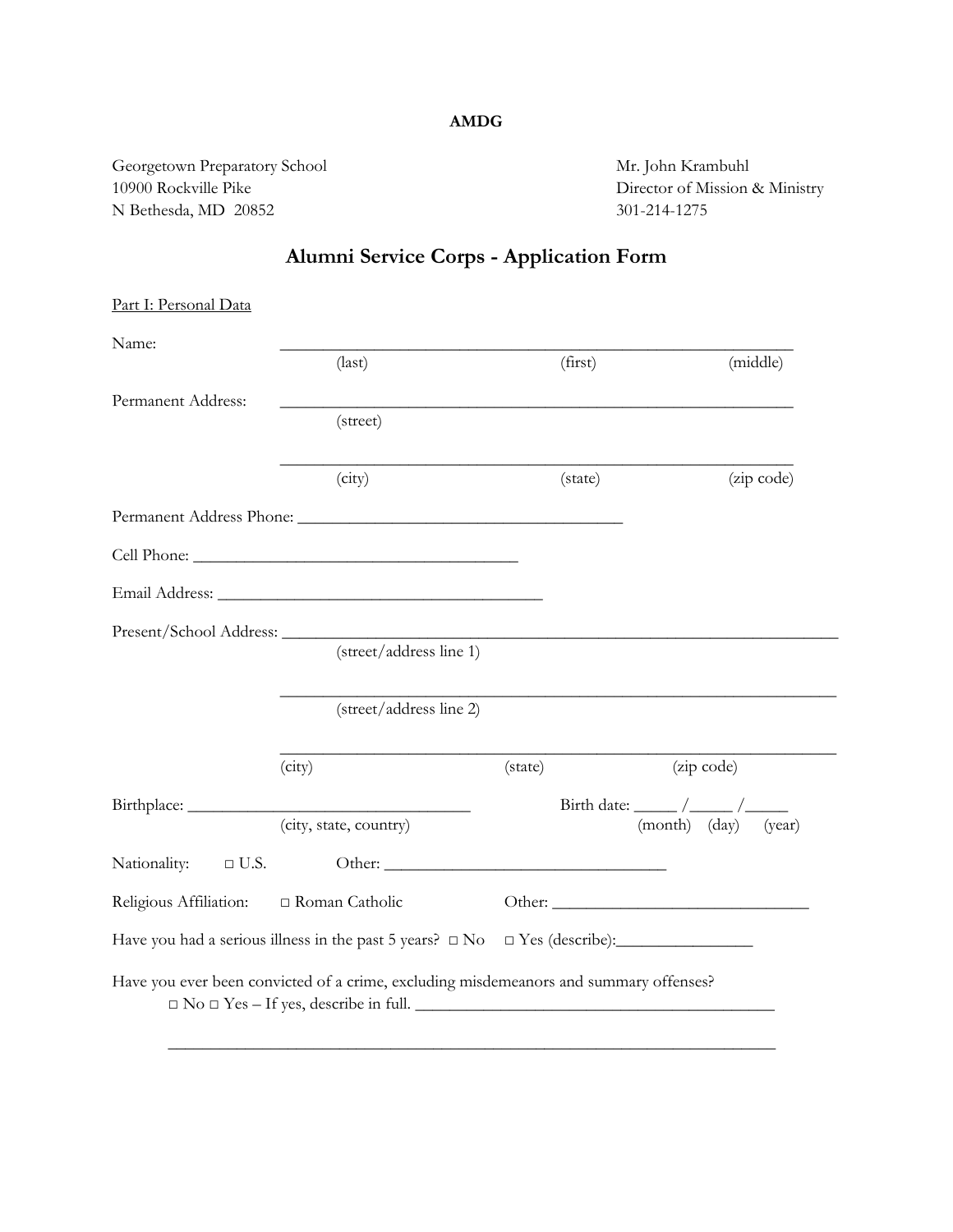**AMDG**

Georgetown Preparatory School
10900 Rockville Pike
N Bethesda, MD 20852

Mr. John Krambuhl
Director of Mission & Ministry
301-214-1275

# Alumni Service Corps - Application Form

Part I: Personal Data

Name: ____________________________________________________________
(last) (first) (middle)

Permanent Address: ____________________________________________________________
(street)

____________________________________________________________
(city) (state) (zip code)

Permanent Address Phone: ______________________________________

Cell Phone: ______________________________________

Email Address: ______________________________________

Present/School Address: ____________________________________________________________
(street/address line 1)

____________________________________________________________
(street/address line 2)

____________________________________________________________
(city) (state) (zip code)

Birthplace: ________________________________ Birth date: _____ /_____ /_____
(city, state, country) (month) (day) (year)

Nationality: □ U.S. Other: ________________________________

Religious Affiliation: □ Roman Catholic Other: ______________________________

Have you had a serious illness in the past 5 years? □ No □ Yes (describe):________________

Have you ever been convicted of a crime, excluding misdemeanors and summary offenses?
□ No □ Yes – If yes, describe in full. __________________________________________

______________________________________________________________________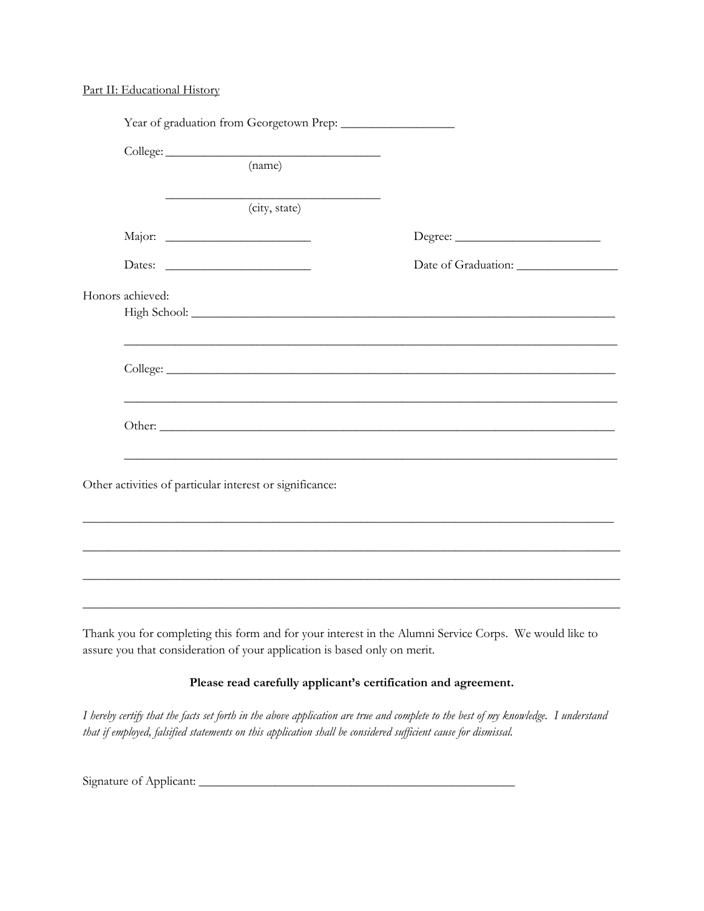Part II: Educational History

Year of graduation from Georgetown Prep: ___________________

College: ____________________________________
(name)

____________________________________
(city, state)

Major: ________________________ Degree: ________________________

Dates: ________________________ Date of Graduation: _________________

Honors achieved:

High School: _______________________________________________________________________

_______________________________________________________________________________

College: ___________________________________________________________________________

_______________________________________________________________________________

Other: _____________________________________________________________________________

_______________________________________________________________________________

Other activities of particular interest or significance:

_______________________________________________________________________________

_______________________________________________________________________________

_______________________________________________________________________________

_______________________________________________________________________________

Thank you for completing this form and for your interest in the Alumni Service Corps. We would like to assure you that consideration of your application is based only on merit.

**Please read carefully applicant's certification and agreement.**

*I hereby certify that the facts set forth in the above application are true and complete to the best of my knowledge. I understand that if employed, falsified statements on this application shall be considered sufficient cause for dismissal.*

Signature of Applicant: _____________________________________________________